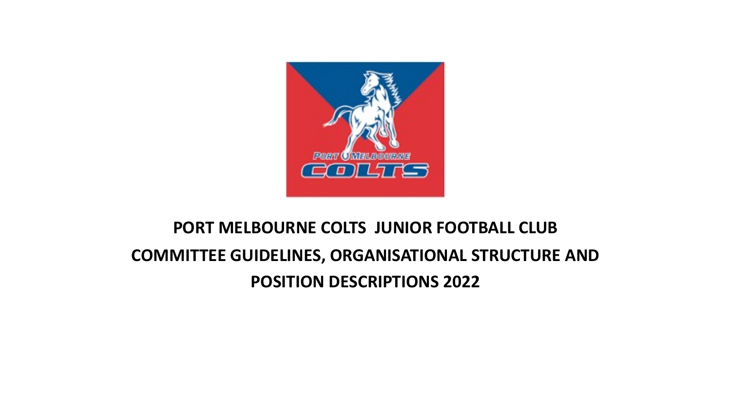# PORT MELBOURNE COLTS JUNIOR FOOTBALL CLUB

# COMMITTEE GUIDELINES, ORGANISATIONAL STRUCTURE AND POSITION DESCRIPTIONS 2022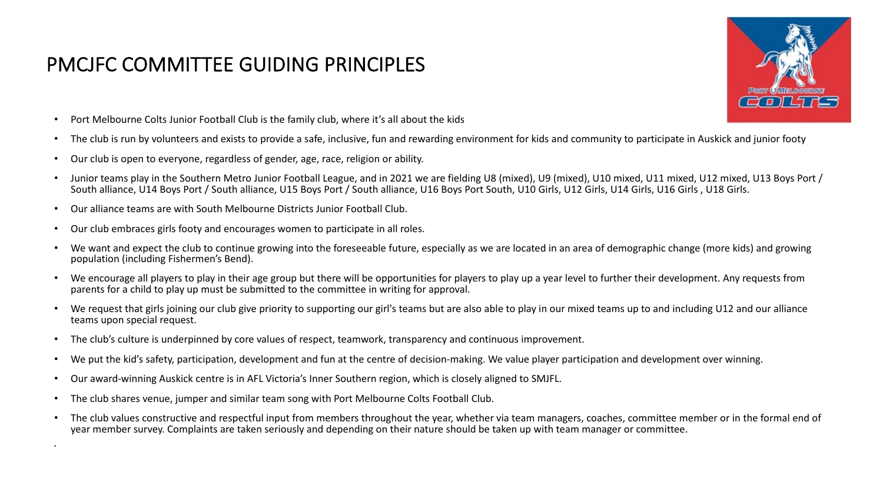# PMCJFC COMMITTEE GUIDING PRINCIPLES

- Port Melbourne Colts Junior Football Club is the family club, where it's all about the kids
- The club is run by volunteers and exists to provide a safe, inclusive, fun and rewarding environment for kids and community to participate in Auskick and junior footy
- Our club is open to everyone, regardless of gender, age, race, religion or ability.
- Junior teams play in the Southern Metro Junior Football League, and in 2021 we are fielding U8 (mixed), U9 (mixed), U10 mixed, U11 mixed, U12 mixed, U13 Boys Port / South alliance, U14 Boys Port / South alliance, U15 Boys Port / South alliance, U16 Boys Port South, U10 Girls, U12 Girls, U14 Girls, U16 Girls , U18 Girls.
- Our alliance teams are with South Melbourne Districts Junior Football Club.
- Our club embraces girls footy and encourages women to participate in all roles.
- We want and expect the club to continue growing into the foreseeable future, especially as we are located in an area of demographic change (more kids) and growing population (including Fishermen's Bend).
- We encourage all players to play in their age group but there will be opportunities for players to play up a year level to further their development. Any requests from parents for a child to play up must be submitted to the committee in writing for approval.
- We request that girls joining our club give priority to supporting our girl's teams but are also able to play in our mixed teams up to and including U12 and our alliance teams upon special request.
- The club's culture is underpinned by core values of respect, teamwork, transparency and continuous improvement.
- We put the kid's safety, participation, development and fun at the centre of decision-making. We value player participation and development over winning.
- Our award-winning Auskick centre is in AFL Victoria's Inner Southern region, which is closely aligned to SMJFL.
- The club shares venue, jumper and similar team song with Port Melbourne Colts Football Club.
- The club values constructive and respectful input from members throughout the year, whether via team managers, coaches, committee member or in the formal end of year member survey. Complaints are taken seriously and depending on their nature should be taken up with team manager or committee.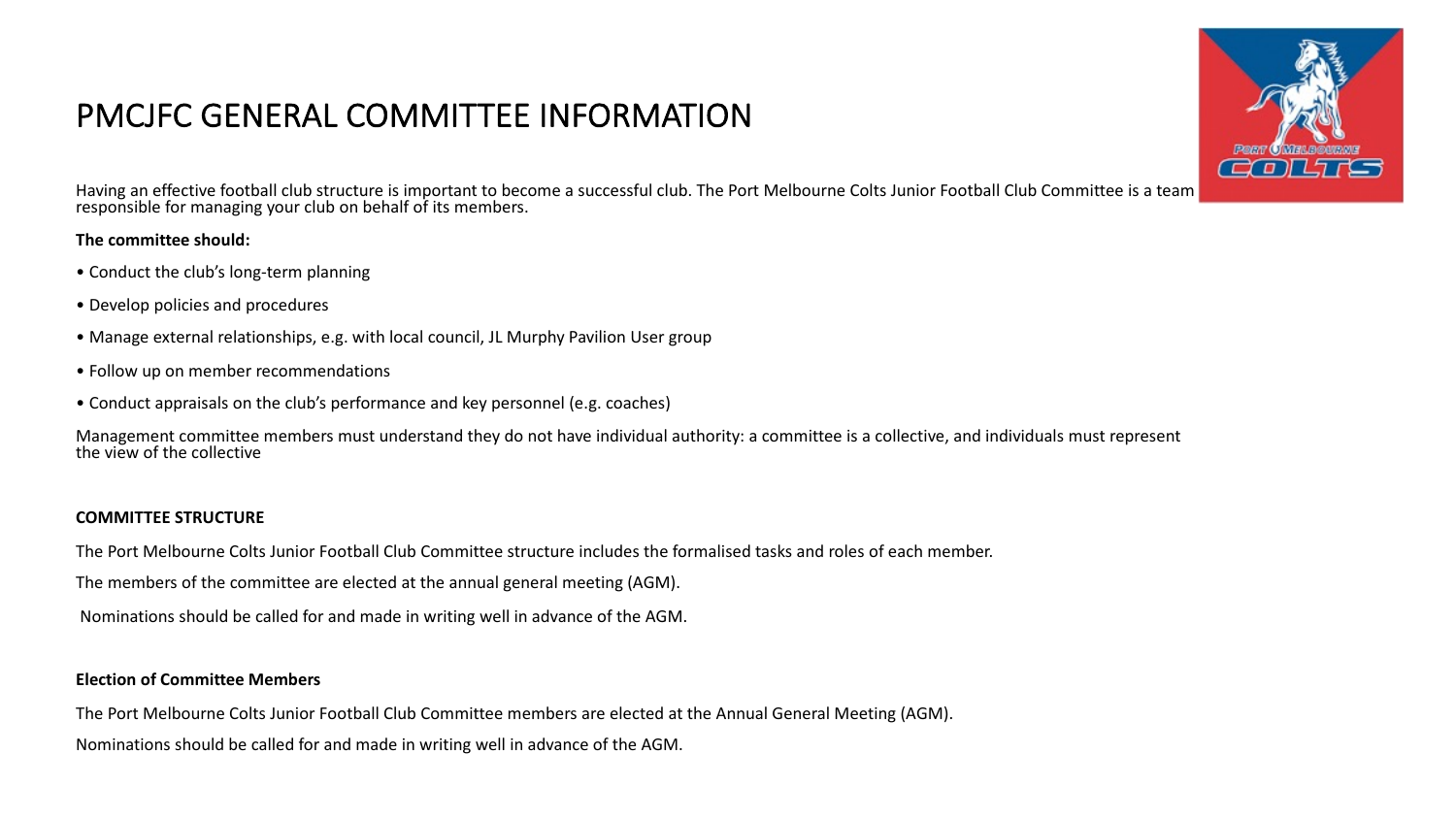# PMCJFC GENERAL COMMITTEE INFORMATION

Having an effective football club structure is important to become a successful club. The Port Melbourne Colts Junior Football Club Committee is a team responsible for managing your club on behalf of its members.

**The committee should:**

- Conduct the club's long-term planning
- Develop policies and procedures
- Manage external relationships, e.g. with local council, JL Murphy Pavilion User group
- Follow up on member recommendations
- Conduct appraisals on the club's performance and key personnel (e.g. coaches)

Management committee members must understand they do not have individual authority: a committee is a collective, and individuals must represent the view of the collective

**COMMITTEE STRUCTURE**

The Port Melbourne Colts Junior Football Club Committee structure includes the formalised tasks and roles of each member.

The members of the committee are elected at the annual general meeting (AGM).

Nominations should be called for and made in writing well in advance of the AGM.

**Election of Committee Members**

The Port Melbourne Colts Junior Football Club Committee members are elected at the Annual General Meeting (AGM).

Nominations should be called for and made in writing well in advance of the AGM.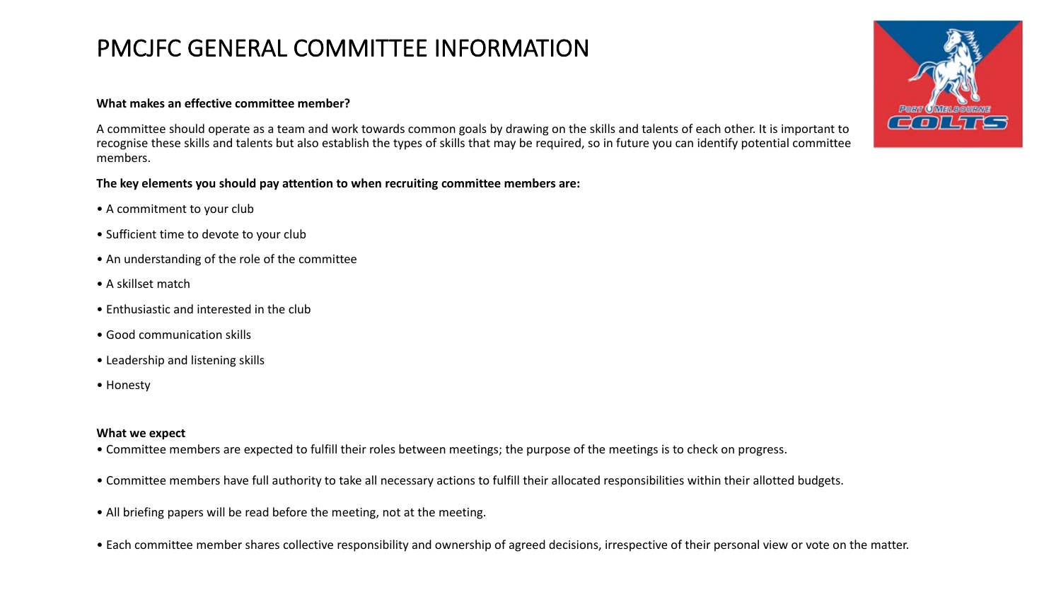# PMCJFC GENERAL COMMITTEE INFORMATION

**What makes an effective committee member?**

A committee should operate as a team and work towards common goals by drawing on the skills and talents of each other. It is important to recognise these skills and talents but also establish the types of skills that may be required, so in future you can identify potential committee members.

**The key elements you should pay attention to when recruiting committee members are:**

- A commitment to your club
- Sufficient time to devote to your club
- An understanding of the role of the committee
- A skillset match
- Enthusiastic and interested in the club
- Good communication skills
- Leadership and listening skills
- Honesty

**What we expect**

- Committee members are expected to fulfill their roles between meetings; the purpose of the meetings is to check on progress.
- Committee members have full authority to take all necessary actions to fulfill their allocated responsibilities within their allotted budgets.
- All briefing papers will be read before the meeting, not at the meeting.
- Each committee member shares collective responsibility and ownership of agreed decisions, irrespective of their personal view or vote on the matter.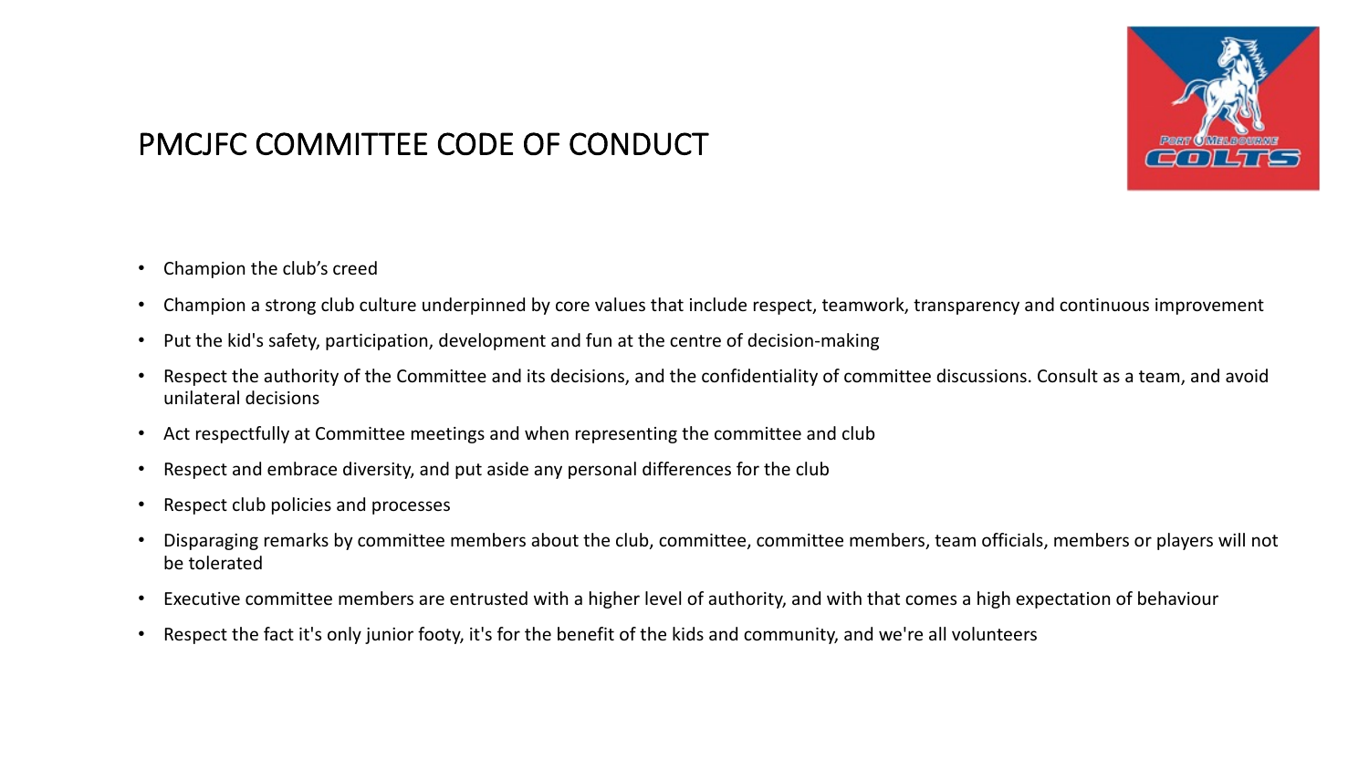# PMCJFC COMMITTEE CODE OF CONDUCT

- Champion the club's creed
- Champion a strong club culture underpinned by core values that include respect, teamwork, transparency and continuous improvement
- Put the kid's safety, participation, development and fun at the centre of decision-making
- Respect the authority of the Committee and its decisions, and the confidentiality of committee discussions. Consult as a team, and avoid unilateral decisions
- Act respectfully at Committee meetings and when representing the committee and club
- Respect and embrace diversity, and put aside any personal differences for the club
- Respect club policies and processes
- Disparaging remarks by committee members about the club, committee, committee members, team officials, members or players will not be tolerated
- Executive committee members are entrusted with a higher level of authority, and with that comes a high expectation of behaviour
- Respect the fact it's only junior footy, it's for the benefit of the kids and community, and we're all volunteers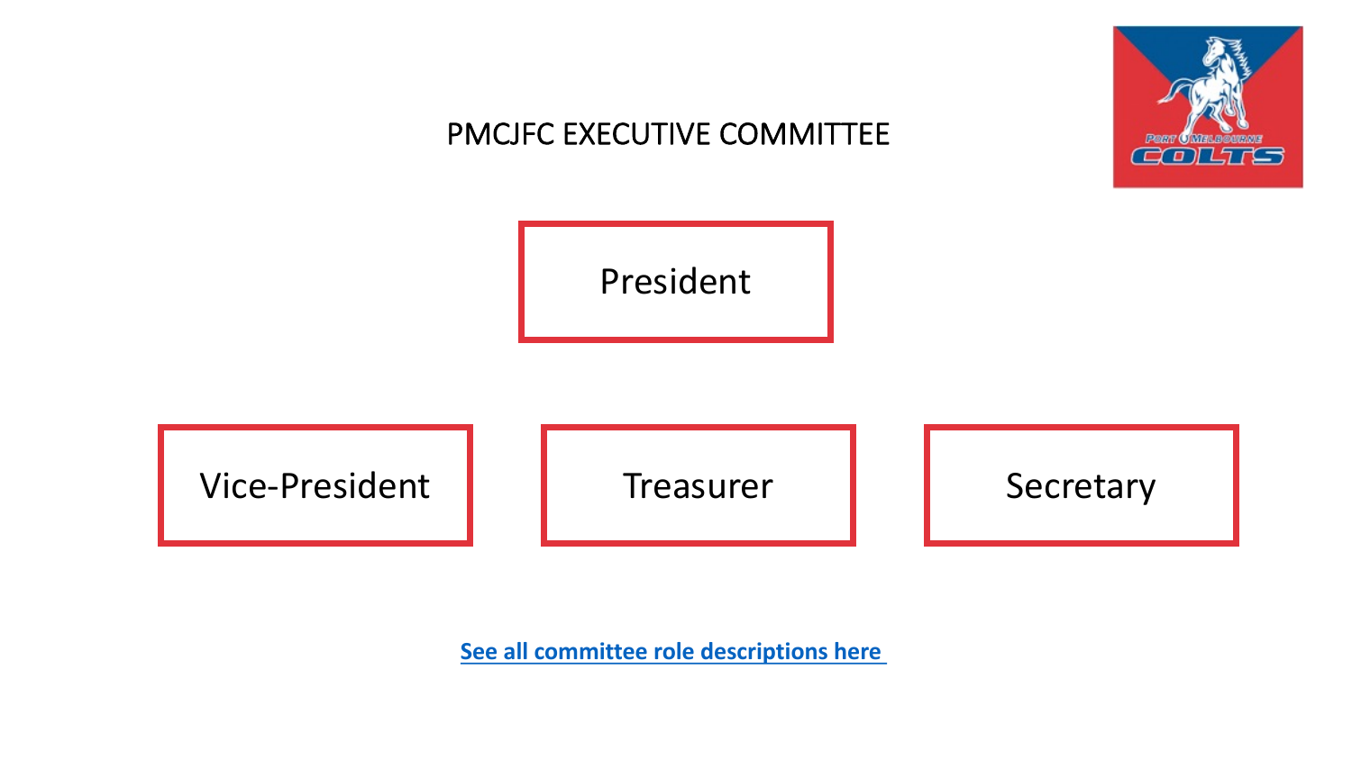# PMCJFC EXECUTIVE COMMITTEE

President

Vice-President

Treasurer

Secretary

**See all committee role descriptions here**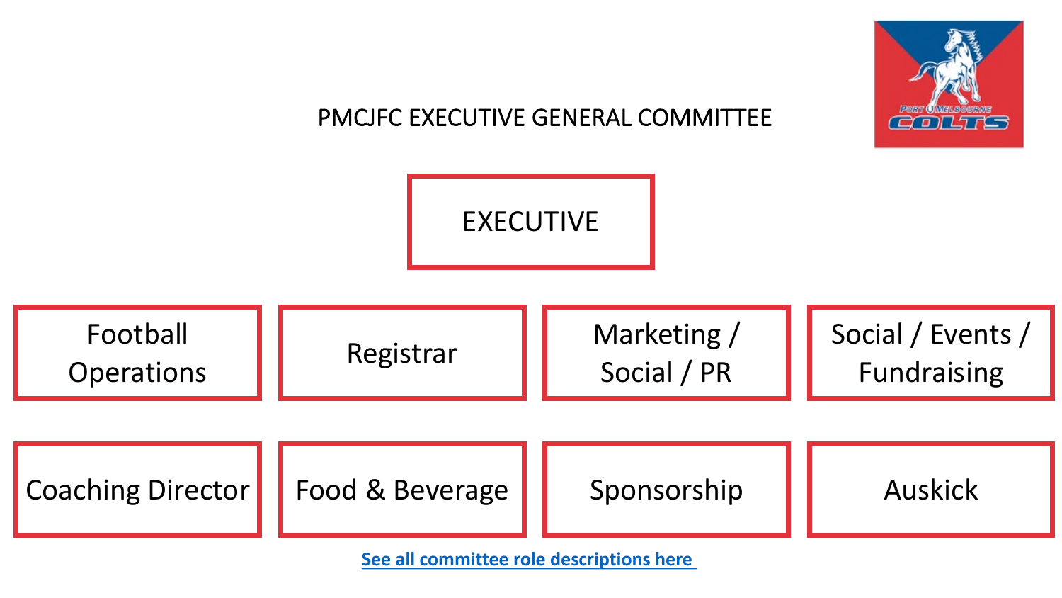# PMCJFC EXECUTIVE GENERAL COMMITTEE

EXECUTIVE

Football Operations

Registrar

Marketing / Social / PR

Social / Events / Fundraising

Coaching Director

Food & Beverage

Sponsorship

Auskick

**See all committee role descriptions here**